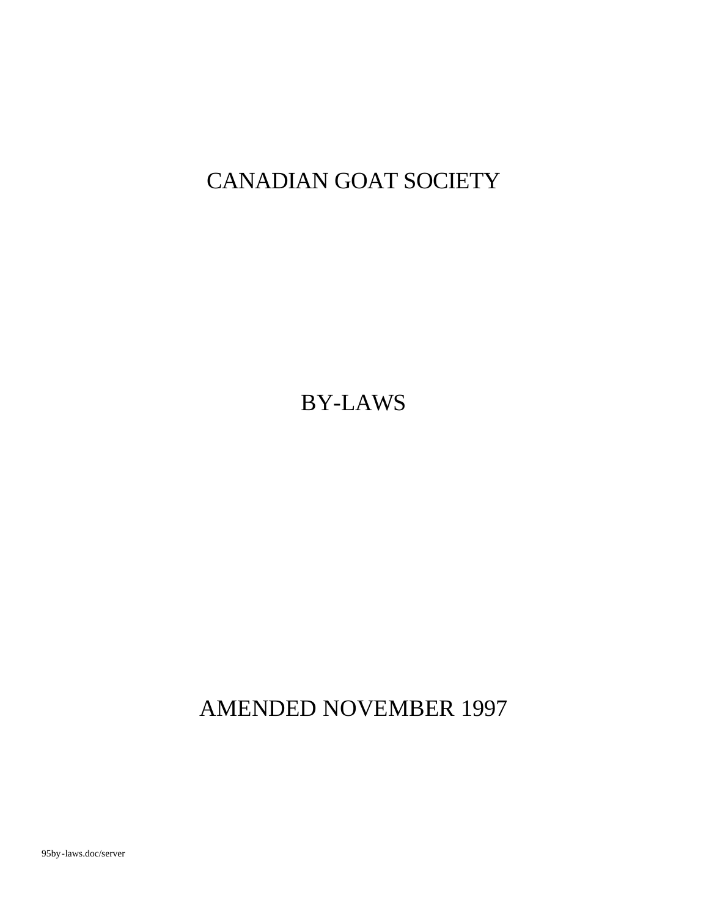# CANADIAN GOAT SOCIETY

# BY-LAWS

## AMENDED NOVEMBER 1997

95by-laws.doc/server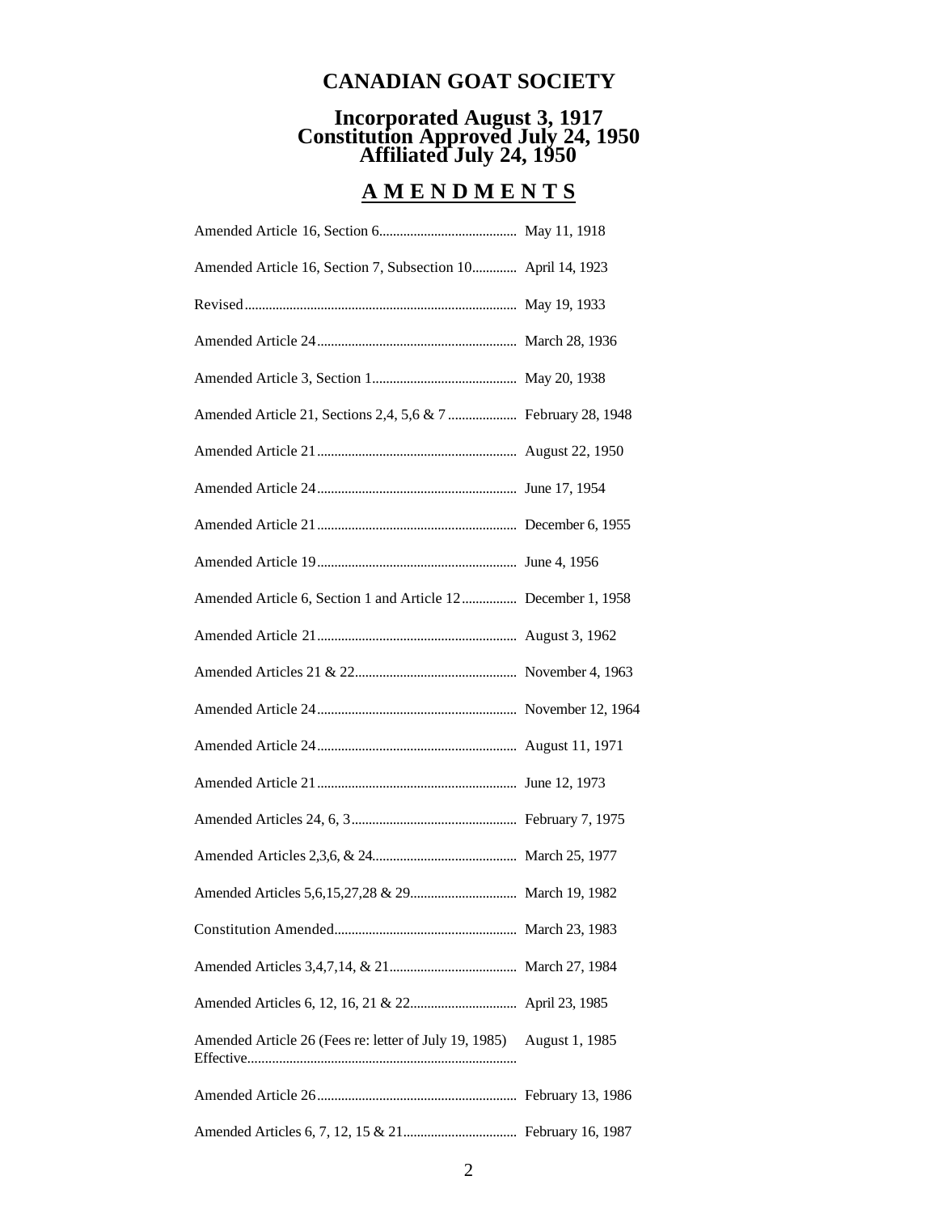# CANADIAN GOAT SOCIETY

## Incorporated August 3, 1917
## Constitution Approved July 24, 1950
## Affiliated July 24, 1950

## A M E N D M E N T S

| | |
|---|---|
| Amended Article 16, Section 6 | May 11, 1918 |
| Amended Article 16, Section 7, Subsection 10 | April 14, 1923 |
| Revised | May 19, 1933 |
| Amended Article 24 | March 28, 1936 |
| Amended Article 3, Section 1 | May 20, 1938 |
| Amended Article 21, Sections 2,4, 5,6 & 7 | February 28, 1948 |
| Amended Article 21 | August 22, 1950 |
| Amended Article 24 | June 17, 1954 |
| Amended Article 21 | December 6, 1955 |
| Amended Article 19 | June 4, 1956 |
| Amended Article 6, Section 1 and Article 12 | December 1, 1958 |
| Amended Article 21 | August 3, 1962 |
| Amended Articles 21 & 22 | November 4, 1963 |
| Amended Article 24 | November 12, 1964 |
| Amended Article 24 | August 11, 1971 |
| Amended Article 21 | June 12, 1973 |
| Amended Articles 24, 6, 3 | February 7, 1975 |
| Amended Articles 2,3,6, & 24 | March 25, 1977 |
| Amended Articles 5,6,15,27,28 & 29 | March 19, 1982 |
| Constitution Amended | March 23, 1983 |
| Amended Articles 3,4,7,14, & 21 | March 27, 1984 |
| Amended Articles 6, 12, 16, 21 & 22 | April 23, 1985 |
| Amended Article 26 (Fees re: letter of July 19, 1985) Effective | August 1, 1985 |
| Amended Article 26 | February 13, 1986 |
| Amended Articles 6, 7, 12, 15 & 21 | February 16, 1987 |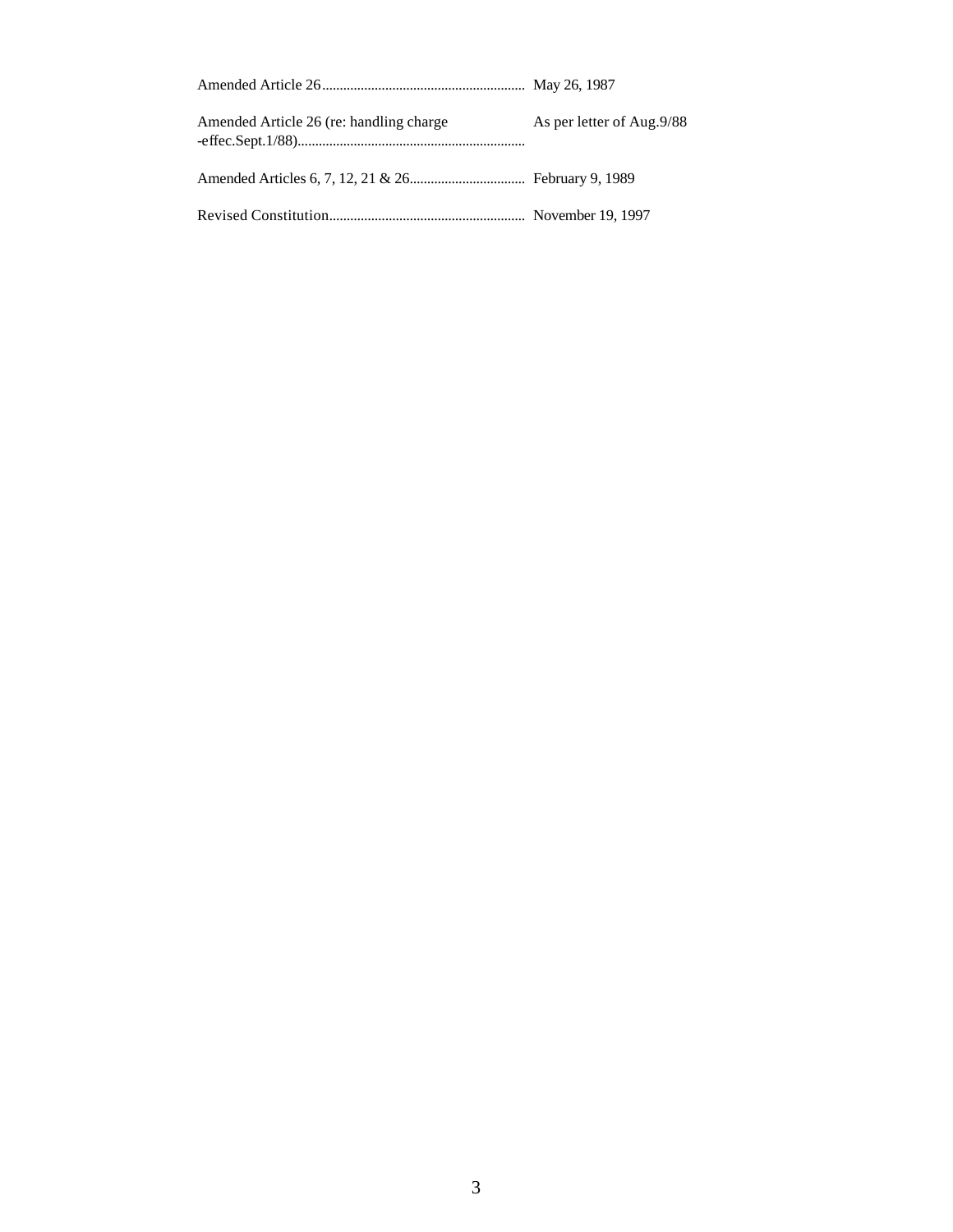| | |
|---|---|
| Amended Article 26.......................................................... | May 26, 1987 |
| Amended Article 26 (re: handling charge -effec.Sept.1/88)................................................................ | As per letter of Aug.9/88 |
| Amended Articles 6, 7, 12, 21 & 26................................. | February 9, 1989 |
| Revised Constitution........................................................ | November 19, 1997 |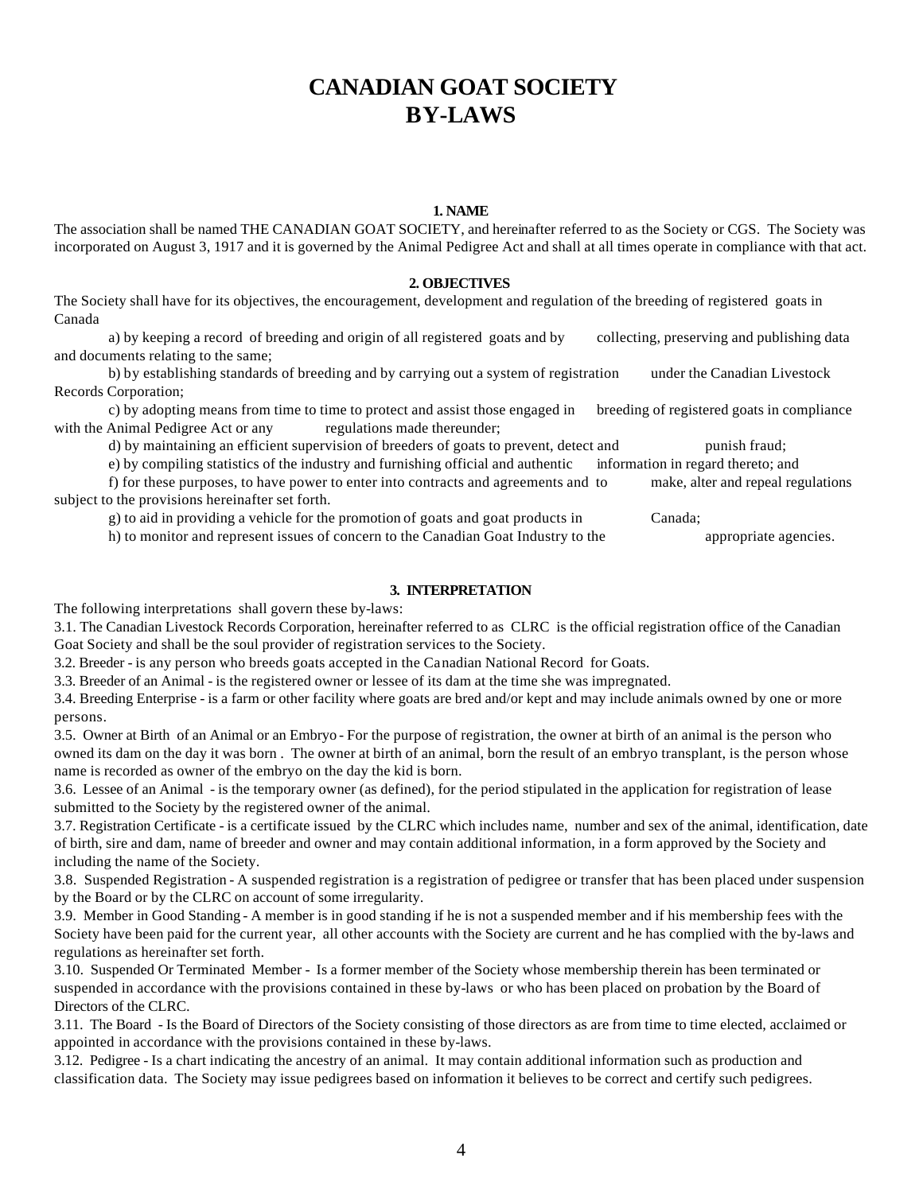# CANADIAN GOAT SOCIETY
# BY-LAWS

## 1. NAME

The association shall be named THE CANADIAN GOAT SOCIETY, and hereinafter referred to as the Society or CGS. The Society was incorporated on August 3, 1917 and it is governed by the Animal Pedigree Act and shall at all times operate in compliance with that act.

## 2. OBJECTIVES

The Society shall have for its objectives, the encouragement, development and regulation of the breeding of registered goats in Canada

a) by keeping a record of breeding and origin of all registered goats and by collecting, preserving and publishing data and documents relating to the same;

b) by establishing standards of breeding and by carrying out a system of registration under the Canadian Livestock Records Corporation;

c) by adopting means from time to time to protect and assist those engaged in breeding of registered goats in compliance with the Animal Pedigree Act or any regulations made thereunder;

d) by maintaining an efficient supervision of breeders of goats to prevent, detect and punish fraud;

e) by compiling statistics of the industry and furnishing official and authentic information in regard thereto; and

f) for these purposes, to have power to enter into contracts and agreements and to make, alter and repeal regulations subject to the provisions hereinafter set forth.

g) to aid in providing a vehicle for the promotion of goats and goat products in Canada;

h) to monitor and represent issues of concern to the Canadian Goat Industry to the appropriate agencies.

## 3. INTERPRETATION

The following interpretations shall govern these by-laws:

3.1. The Canadian Livestock Records Corporation, hereinafter referred to as CLRC is the official registration office of the Canadian Goat Society and shall be the soul provider of registration services to the Society.

3.2. Breeder - is any person who breeds goats accepted in the Canadian National Record for Goats.

3.3. Breeder of an Animal - is the registered owner or lessee of its dam at the time she was impregnated.

3.4. Breeding Enterprise - is a farm or other facility where goats are bred and/or kept and may include animals owned by one or more persons.

3.5. Owner at Birth of an Animal or an Embryo - For the purpose of registration, the owner at birth of an animal is the person who owned its dam on the day it was born . The owner at birth of an animal, born the result of an embryo transplant, is the person whose name is recorded as owner of the embryo on the day the kid is born.

3.6. Lessee of an Animal - is the temporary owner (as defined), for the period stipulated in the application for registration of lease submitted to the Society by the registered owner of the animal.

3.7. Registration Certificate - is a certificate issued by the CLRC which includes name, number and sex of the animal, identification, date of birth, sire and dam, name of breeder and owner and may contain additional information, in a form approved by the Society and including the name of the Society.

3.8. Suspended Registration - A suspended registration is a registration of pedigree or transfer that has been placed under suspension by the Board or by the CLRC on account of some irregularity.

3.9. Member in Good Standing - A member is in good standing if he is not a suspended member and if his membership fees with the Society have been paid for the current year, all other accounts with the Society are current and he has complied with the by-laws and regulations as hereinafter set forth.

3.10. Suspended Or Terminated Member - Is a former member of the Society whose membership therein has been terminated or suspended in accordance with the provisions contained in these by-laws or who has been placed on probation by the Board of Directors of the CLRC.

3.11. The Board - Is the Board of Directors of the Society consisting of those directors as are from time to time elected, acclaimed or appointed in accordance with the provisions contained in these by-laws.

3.12. Pedigree - Is a chart indicating the ancestry of an animal. It may contain additional information such as production and classification data. The Society may issue pedigrees based on information it believes to be correct and certify such pedigrees.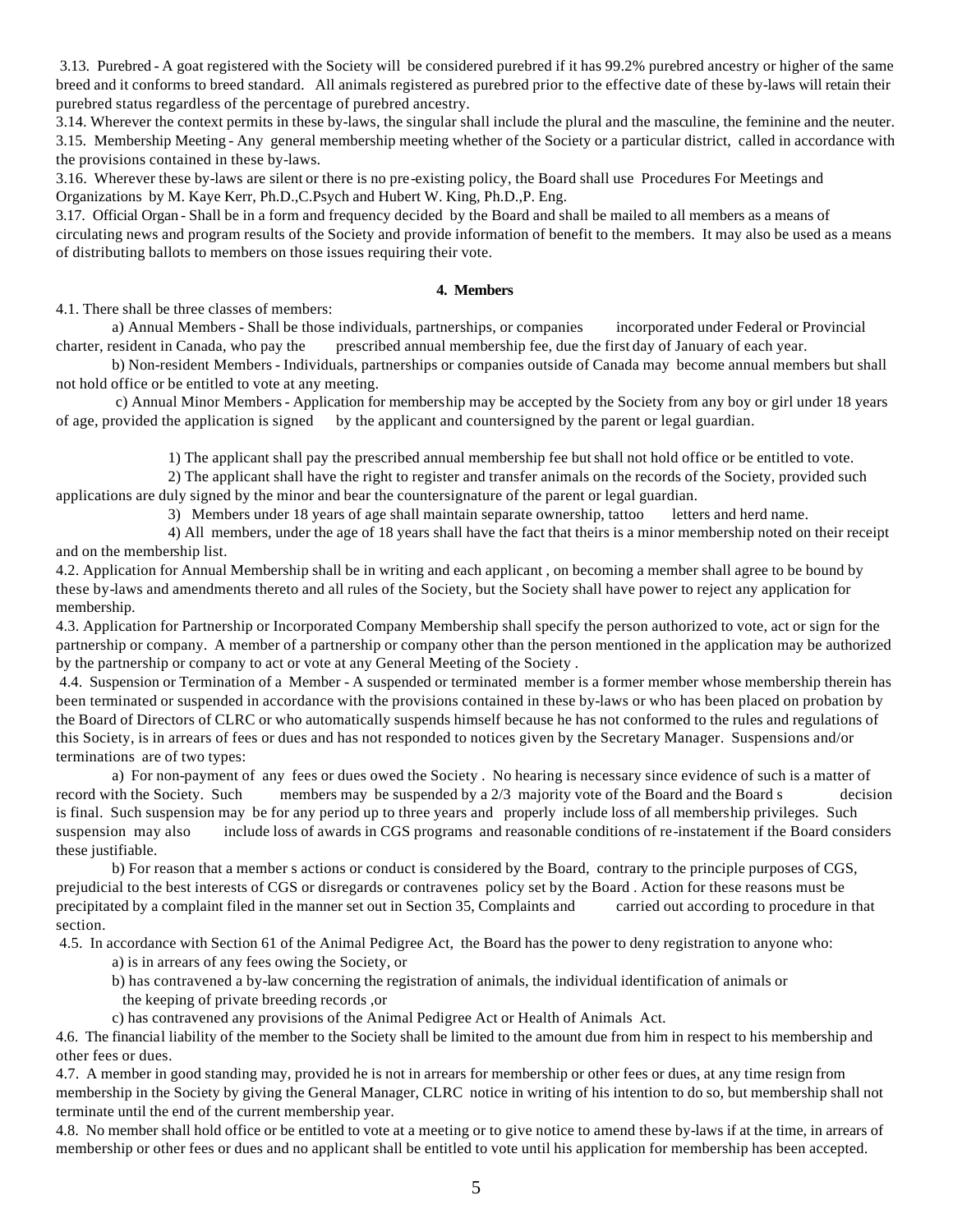3.13. Purebred - A goat registered with the Society will be considered purebred if it has 99.2% purebred ancestry or higher of the same breed and it conforms to breed standard. All animals registered as purebred prior to the effective date of these by-laws will retain their purebred status regardless of the percentage of purebred ancestry.

3.14. Wherever the context permits in these by-laws, the singular shall include the plural and the masculine, the feminine and the neuter.

3.15. Membership Meeting - Any general membership meeting whether of the Society or a particular district, called in accordance with the provisions contained in these by-laws.

3.16. Wherever these by-laws are silent or there is no pre-existing policy, the Board shall use Procedures For Meetings and Organizations by M. Kaye Kerr, Ph.D.,C.Psych and Hubert W. King, Ph.D.,P. Eng.

3.17. Official Organ - Shall be in a form and frequency decided by the Board and shall be mailed to all members as a means of circulating news and program results of the Society and provide information of benefit to the members. It may also be used as a means of distributing ballots to members on those issues requiring their vote.

#### 4. Members

4.1. There shall be three classes of members:

a) Annual Members - Shall be those individuals, partnerships, or companies incorporated under Federal or Provincial charter, resident in Canada, who pay the prescribed annual membership fee, due the first day of January of each year.

b) Non-resident Members - Individuals, partnerships or companies outside of Canada may become annual members but shall not hold office or be entitled to vote at any meeting.

c) Annual Minor Members - Application for membership may be accepted by the Society from any boy or girl under 18 years of age, provided the application is signed by the applicant and countersigned by the parent or legal guardian.

1) The applicant shall pay the prescribed annual membership fee but shall not hold office or be entitled to vote.

2) The applicant shall have the right to register and transfer animals on the records of the Society, provided such applications are duly signed by the minor and bear the countersignature of the parent or legal guardian.

3) Members under 18 years of age shall maintain separate ownership, tattoo letters and herd name.

4) All members, under the age of 18 years shall have the fact that theirs is a minor membership noted on their receipt and on the membership list.

4.2. Application for Annual Membership shall be in writing and each applicant , on becoming a member shall agree to be bound by these by-laws and amendments thereto and all rules of the Society, but the Society shall have power to reject any application for membership.

4.3. Application for Partnership or Incorporated Company Membership shall specify the person authorized to vote, act or sign for the partnership or company. A member of a partnership or company other than the person mentioned in the application may be authorized by the partnership or company to act or vote at any General Meeting of the Society .

4.4. Suspension or Termination of a Member - A suspended or terminated member is a former member whose membership therein has been terminated or suspended in accordance with the provisions contained in these by-laws or who has been placed on probation by the Board of Directors of CLRC or who automatically suspends himself because he has not conformed to the rules and regulations of this Society, is in arrears of fees or dues and has not responded to notices given by the Secretary Manager. Suspensions and/or terminations are of two types:

a) For non-payment of any fees or dues owed the Society . No hearing is necessary since evidence of such is a matter of record with the Society. Such members may be suspended by a 2/3 majority vote of the Board and the Board s decision is final. Such suspension may be for any period up to three years and properly include loss of all membership privileges. Such suspension may also include loss of awards in CGS programs and reasonable conditions of re-instatement if the Board considers these justifiable.

b) For reason that a member s actions or conduct is considered by the Board, contrary to the principle purposes of CGS, prejudicial to the best interests of CGS or disregards or contravenes policy set by the Board . Action for these reasons must be precipitated by a complaint filed in the manner set out in Section 35, Complaints and carried out according to procedure in that section.

4.5. In accordance with Section 61 of the Animal Pedigree Act, the Board has the power to deny registration to anyone who:

a) is in arrears of any fees owing the Society, or

b) has contravened a by-law concerning the registration of animals, the individual identification of animals or the keeping of private breeding records ,or

c) has contravened any provisions of the Animal Pedigree Act or Health of Animals Act.

4.6. The financial liability of the member to the Society shall be limited to the amount due from him in respect to his membership and other fees or dues.

4.7. A member in good standing may, provided he is not in arrears for membership or other fees or dues, at any time resign from membership in the Society by giving the General Manager, CLRC notice in writing of his intention to do so, but membership shall not terminate until the end of the current membership year.

4.8. No member shall hold office or be entitled to vote at a meeting or to give notice to amend these by-laws if at the time, in arrears of membership or other fees or dues and no applicant shall be entitled to vote until his application for membership has been accepted.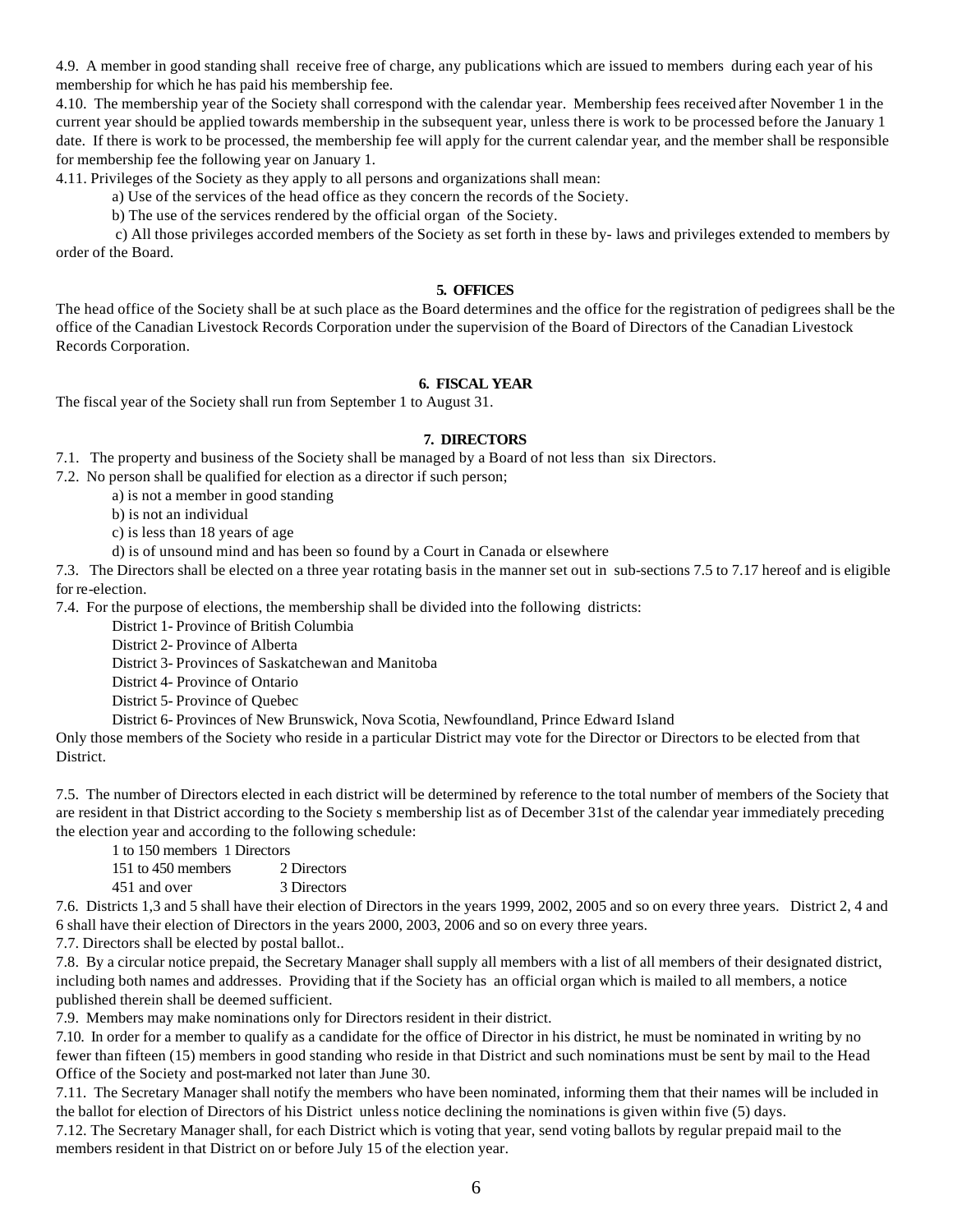4.9. A member in good standing shall receive free of charge, any publications which are issued to members during each year of his membership for which he has paid his membership fee.

4.10. The membership year of the Society shall correspond with the calendar year. Membership fees received after November 1 in the current year should be applied towards membership in the subsequent year, unless there is work to be processed before the January 1 date. If there is work to be processed, the membership fee will apply for the current calendar year, and the member shall be responsible for membership fee the following year on January 1.

4.11. Privileges of the Society as they apply to all persons and organizations shall mean:

a) Use of the services of the head office as they concern the records of the Society.

b) The use of the services rendered by the official organ of the Society.

c) All those privileges accorded members of the Society as set forth in these by- laws and privileges extended to members by order of the Board.

## 5. OFFICES

The head office of the Society shall be at such place as the Board determines and the office for the registration of pedigrees shall be the office of the Canadian Livestock Records Corporation under the supervision of the Board of Directors of the Canadian Livestock Records Corporation.

## 6. FISCAL YEAR

The fiscal year of the Society shall run from September 1 to August 31.

## 7. DIRECTORS

7.1. The property and business of the Society shall be managed by a Board of not less than six Directors.

7.2. No person shall be qualified for election as a director if such person;

a) is not a member in good standing

b) is not an individual

c) is less than 18 years of age

d) is of unsound mind and has been so found by a Court in Canada or elsewhere

7.3. The Directors shall be elected on a three year rotating basis in the manner set out in sub-sections 7.5 to 7.17 hereof and is eligible for re-election.

7.4. For the purpose of elections, the membership shall be divided into the following districts:

District 1- Province of British Columbia

District 2- Province of Alberta

District 3- Provinces of Saskatchewan and Manitoba

District 4- Province of Ontario

District 5- Province of Quebec

District 6- Provinces of New Brunswick, Nova Scotia, Newfoundland, Prince Edward Island

Only those members of the Society who reside in a particular District may vote for the Director or Directors to be elected from that District.

7.5. The number of Directors elected in each district will be determined by reference to the total number of members of the Society that are resident in that District according to the Society s membership list as of December 31st of the calendar year immediately preceding the election year and according to the following schedule:

| | |
|---|---|
| 1 to 150 members | 1 Directors |
| 151 to 450 members | 2 Directors |
| 451 and over | 3 Directors |

7.6. Districts 1,3 and 5 shall have their election of Directors in the years 1999, 2002, 2005 and so on every three years. District 2, 4 and 6 shall have their election of Directors in the years 2000, 2003, 2006 and so on every three years.

7.7. Directors shall be elected by postal ballot..

7.8. By a circular notice prepaid, the Secretary Manager shall supply all members with a list of all members of their designated district, including both names and addresses. Providing that if the Society has an official organ which is mailed to all members, a notice published therein shall be deemed sufficient.

7.9. Members may make nominations only for Directors resident in their district.

7.10. In order for a member to qualify as a candidate for the office of Director in his district, he must be nominated in writing by no fewer than fifteen (15) members in good standing who reside in that District and such nominations must be sent by mail to the Head Office of the Society and post-marked not later than June 30.

7.11. The Secretary Manager shall notify the members who have been nominated, informing them that their names will be included in the ballot for election of Directors of his District unless notice declining the nominations is given within five (5) days.

7.12. The Secretary Manager shall, for each District which is voting that year, send voting ballots by regular prepaid mail to the members resident in that District on or before July 15 of the election year.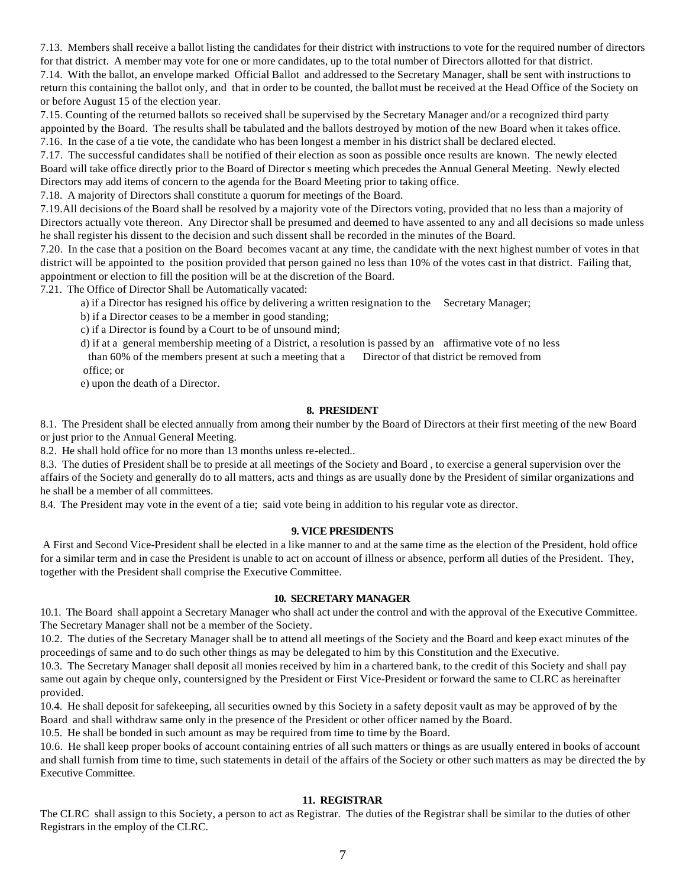7.13. Members shall receive a ballot listing the candidates for their district with instructions to vote for the required number of directors for that district. A member may vote for one or more candidates, up to the total number of Directors allotted for that district.

7.14. With the ballot, an envelope marked Official Ballot and addressed to the Secretary Manager, shall be sent with instructions to return this containing the ballot only, and that in order to be counted, the ballot must be received at the Head Office of the Society on or before August 15 of the election year.

7.15. Counting of the returned ballots so received shall be supervised by the Secretary Manager and/or a recognized third party appointed by the Board. The results shall be tabulated and the ballots destroyed by motion of the new Board when it takes office.

7.16. In the case of a tie vote, the candidate who has been longest a member in his district shall be declared elected.

7.17. The successful candidates shall be notified of their election as soon as possible once results are known. The newly elected Board will take office directly prior to the Board of Director s meeting which precedes the Annual General Meeting. Newly elected Directors may add items of concern to the agenda for the Board Meeting prior to taking office.

7.18. A majority of Directors shall constitute a quorum for meetings of the Board.

7.19.All decisions of the Board shall be resolved by a majority vote of the Directors voting, provided that no less than a majority of Directors actually vote thereon. Any Director shall be presumed and deemed to have assented to any and all decisions so made unless he shall register his dissent to the decision and such dissent shall be recorded in the minutes of the Board.

7.20. In the case that a position on the Board becomes vacant at any time, the candidate with the next highest number of votes in that district will be appointed to the position provided that person gained no less than 10% of the votes cast in that district. Failing that, appointment or election to fill the position will be at the discretion of the Board.

7.21. The Office of Director Shall be Automatically vacated:

a) if a Director has resigned his office by delivering a written resignation to the Secretary Manager;

b) if a Director ceases to be a member in good standing;

c) if a Director is found by a Court to be of unsound mind;

d) if at a general membership meeting of a District, a resolution is passed by an affirmative vote of no less than 60% of the members present at such a meeting that a Director of that district be removed from office; or

e) upon the death of a Director.

## 8. PRESIDENT

8.1. The President shall be elected annually from among their number by the Board of Directors at their first meeting of the new Board or just prior to the Annual General Meeting.

8.2. He shall hold office for no more than 13 months unless re-elected..

8.3. The duties of President shall be to preside at all meetings of the Society and Board , to exercise a general supervision over the affairs of the Society and generally do to all matters, acts and things as are usually done by the President of similar organizations and he shall be a member of all committees.

8.4. The President may vote in the event of a tie; said vote being in addition to his regular vote as director.

## 9. VICE PRESIDENTS

A First and Second Vice-President shall be elected in a like manner to and at the same time as the election of the President, hold office for a similar term and in case the President is unable to act on account of illness or absence, perform all duties of the President. They, together with the President shall comprise the Executive Committee.

## 10. SECRETARY MANAGER

10.1. The Board shall appoint a Secretary Manager who shall act under the control and with the approval of the Executive Committee. The Secretary Manager shall not be a member of the Society.

10.2. The duties of the Secretary Manager shall be to attend all meetings of the Society and the Board and keep exact minutes of the proceedings of same and to do such other things as may be delegated to him by this Constitution and the Executive.

10.3. The Secretary Manager shall deposit all monies received by him in a chartered bank, to the credit of this Society and shall pay same out again by cheque only, countersigned by the President or First Vice-President or forward the same to CLRC as hereinafter provided.

10.4. He shall deposit for safekeeping, all securities owned by this Society in a safety deposit vault as may be approved of by the Board and shall withdraw same only in the presence of the President or other officer named by the Board.

10.5. He shall be bonded in such amount as may be required from time to time by the Board.

10.6. He shall keep proper books of account containing entries of all such matters or things as are usually entered in books of account and shall furnish from time to time, such statements in detail of the affairs of the Society or other such matters as may be directed the by Executive Committee.

## 11. REGISTRAR

The CLRC shall assign to this Society, a person to act as Registrar. The duties of the Registrar shall be similar to the duties of other Registrars in the employ of the CLRC.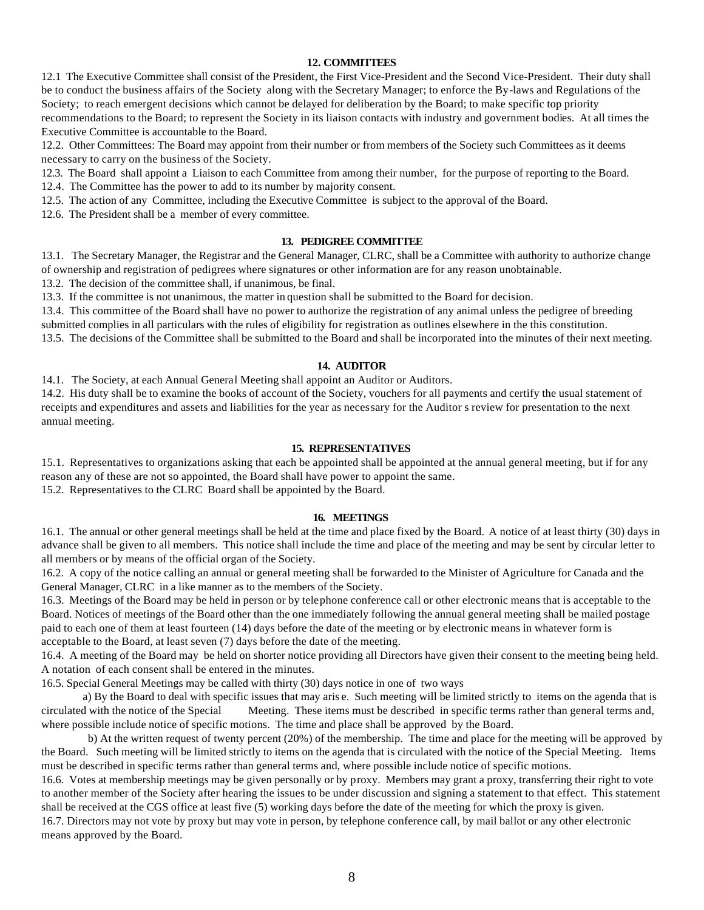## 12. COMMITTEES

12.1 The Executive Committee shall consist of the President, the First Vice-President and the Second Vice-President. Their duty shall be to conduct the business affairs of the Society along with the Secretary Manager; to enforce the By-laws and Regulations of the Society; to reach emergent decisions which cannot be delayed for deliberation by the Board; to make specific top priority recommendations to the Board; to represent the Society in its liaison contacts with industry and government bodies. At all times the Executive Committee is accountable to the Board.

12.2. Other Committees: The Board may appoint from their number or from members of the Society such Committees as it deems necessary to carry on the business of the Society.

12.3. The Board shall appoint a Liaison to each Committee from among their number, for the purpose of reporting to the Board.

12.4. The Committee has the power to add to its number by majority consent.

12.5. The action of any Committee, including the Executive Committee is subject to the approval of the Board.

12.6. The President shall be a member of every committee.

## 13. PEDIGREE COMMITTEE

13.1. The Secretary Manager, the Registrar and the General Manager, CLRC, shall be a Committee with authority to authorize change of ownership and registration of pedigrees where signatures or other information are for any reason unobtainable.

13.2. The decision of the committee shall, if unanimous, be final.

13.3. If the committee is not unanimous, the matter in question shall be submitted to the Board for decision.

13.4. This committee of the Board shall have no power to authorize the registration of any animal unless the pedigree of breeding submitted complies in all particulars with the rules of eligibility for registration as outlines elsewhere in the this constitution.

13.5. The decisions of the Committee shall be submitted to the Board and shall be incorporated into the minutes of their next meeting.

## 14. AUDITOR

14.1. The Society, at each Annual General Meeting shall appoint an Auditor or Auditors.

14.2. His duty shall be to examine the books of account of the Society, vouchers for all payments and certify the usual statement of receipts and expenditures and assets and liabilities for the year as necessary for the Auditor s review for presentation to the next annual meeting.

## 15. REPRESENTATIVES

15.1. Representatives to organizations asking that each be appointed shall be appointed at the annual general meeting, but if for any reason any of these are not so appointed, the Board shall have power to appoint the same.

15.2. Representatives to the CLRC Board shall be appointed by the Board.

## 16. MEETINGS

16.1. The annual or other general meetings shall be held at the time and place fixed by the Board. A notice of at least thirty (30) days in advance shall be given to all members. This notice shall include the time and place of the meeting and may be sent by circular letter to all members or by means of the official organ of the Society.

16.2. A copy of the notice calling an annual or general meeting shall be forwarded to the Minister of Agriculture for Canada and the General Manager, CLRC in a like manner as to the members of the Society.

16.3. Meetings of the Board may be held in person or by telephone conference call or other electronic means that is acceptable to the Board. Notices of meetings of the Board other than the one immediately following the annual general meeting shall be mailed postage paid to each one of them at least fourteen (14) days before the date of the meeting or by electronic means in whatever form is acceptable to the Board, at least seven (7) days before the date of the meeting.

16.4. A meeting of the Board may be held on shorter notice providing all Directors have given their consent to the meeting being held. A notation of each consent shall be entered in the minutes.

16.5. Special General Meetings may be called with thirty (30) days notice in one of two ways

a) By the Board to deal with specific issues that may arise. Such meeting will be limited strictly to items on the agenda that is circulated with the notice of the Special Meeting. These items must be described in specific terms rather than general terms and, where possible include notice of specific motions. The time and place shall be approved by the Board.

b) At the written request of twenty percent (20%) of the membership. The time and place for the meeting will be approved by the Board. Such meeting will be limited strictly to items on the agenda that is circulated with the notice of the Special Meeting. Items must be described in specific terms rather than general terms and, where possible include notice of specific motions.

16.6. Votes at membership meetings may be given personally or by proxy. Members may grant a proxy, transferring their right to vote to another member of the Society after hearing the issues to be under discussion and signing a statement to that effect. This statement shall be received at the CGS office at least five (5) working days before the date of the meeting for which the proxy is given.

16.7. Directors may not vote by proxy but may vote in person, by telephone conference call, by mail ballot or any other electronic means approved by the Board.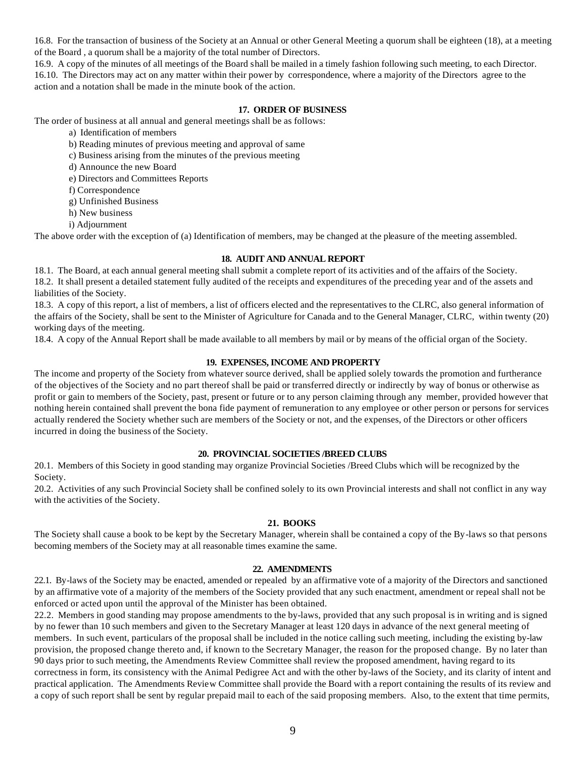16.8. For the transaction of business of the Society at an Annual or other General Meeting a quorum shall be eighteen (18), at a meeting of the Board , a quorum shall be a majority of the total number of Directors.

16.9. A copy of the minutes of all meetings of the Board shall be mailed in a timely fashion following such meeting, to each Director.

16.10. The Directors may act on any matter within their power by correspondence, where a majority of the Directors agree to the action and a notation shall be made in the minute book of the action.

## 17. ORDER OF BUSINESS

The order of business at all annual and general meetings shall be as follows:

a) Identification of members
b) Reading minutes of previous meeting and approval of same
c) Business arising from the minutes of the previous meeting
d) Announce the new Board
e) Directors and Committees Reports
f) Correspondence
g) Unfinished Business
h) New business
i) Adjournment

The above order with the exception of (a) Identification of members, may be changed at the pleasure of the meeting assembled.

## 18. AUDIT AND ANNUAL REPORT

18.1. The Board, at each annual general meeting shall submit a complete report of its activities and of the affairs of the Society.

18.2. It shall present a detailed statement fully audited of the receipts and expenditures of the preceding year and of the assets and liabilities of the Society.

18.3. A copy of this report, a list of members, a list of officers elected and the representatives to the CLRC, also general information of the affairs of the Society, shall be sent to the Minister of Agriculture for Canada and to the General Manager, CLRC, within twenty (20) working days of the meeting.

18.4. A copy of the Annual Report shall be made available to all members by mail or by means of the official organ of the Society.

## 19. EXPENSES, INCOME AND PROPERTY

The income and property of the Society from whatever source derived, shall be applied solely towards the promotion and furtherance of the objectives of the Society and no part thereof shall be paid or transferred directly or indirectly by way of bonus or otherwise as profit or gain to members of the Society, past, present or future or to any person claiming through any member, provided however that nothing herein contained shall prevent the bona fide payment of remuneration to any employee or other person or persons for services actually rendered the Society whether such are members of the Society or not, and the expenses, of the Directors or other officers incurred in doing the business of the Society.

## 20. PROVINCIAL SOCIETIES /BREED CLUBS

20.1. Members of this Society in good standing may organize Provincial Societies /Breed Clubs which will be recognized by the Society.

20.2. Activities of any such Provincial Society shall be confined solely to its own Provincial interests and shall not conflict in any way with the activities of the Society.

## 21. BOOKS

The Society shall cause a book to be kept by the Secretary Manager, wherein shall be contained a copy of the By-laws so that persons becoming members of the Society may at all reasonable times examine the same.

## 22. AMENDMENTS

22.1. By-laws of the Society may be enacted, amended or repealed by an affirmative vote of a majority of the Directors and sanctioned by an affirmative vote of a majority of the members of the Society provided that any such enactment, amendment or repeal shall not be enforced or acted upon until the approval of the Minister has been obtained.

22.2. Members in good standing may propose amendments to the by-laws, provided that any such proposal is in writing and is signed by no fewer than 10 such members and given to the Secretary Manager at least 120 days in advance of the next general meeting of members. In such event, particulars of the proposal shall be included in the notice calling such meeting, including the existing by-law provision, the proposed change thereto and, if known to the Secretary Manager, the reason for the proposed change. By no later than 90 days prior to such meeting, the Amendments Review Committee shall review the proposed amendment, having regard to its correctness in form, its consistency with the Animal Pedigree Act and with the other by-laws of the Society, and its clarity of intent and practical application. The Amendments Review Committee shall provide the Board with a report containing the results of its review and a copy of such report shall be sent by regular prepaid mail to each of the said proposing members. Also, to the extent that time permits,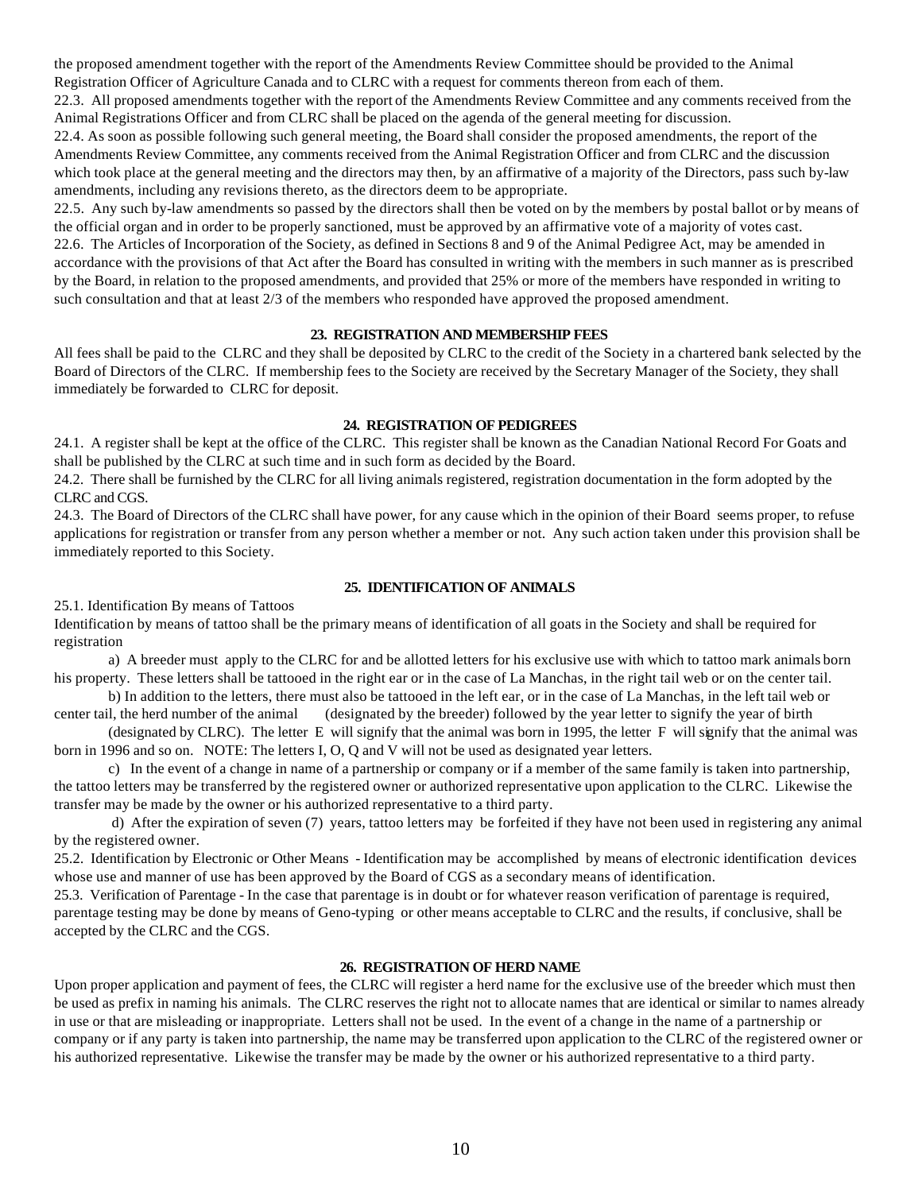the proposed amendment together with the report of the Amendments Review Committee should be provided to the Animal Registration Officer of Agriculture Canada and to CLRC with a request for comments thereon from each of them.

22.3. All proposed amendments together with the report of the Amendments Review Committee and any comments received from the Animal Registrations Officer and from CLRC shall be placed on the agenda of the general meeting for discussion.

22.4. As soon as possible following such general meeting, the Board shall consider the proposed amendments, the report of the Amendments Review Committee, any comments received from the Animal Registration Officer and from CLRC and the discussion which took place at the general meeting and the directors may then, by an affirmative of a majority of the Directors, pass such by-law amendments, including any revisions thereto, as the directors deem to be appropriate.

22.5. Any such by-law amendments so passed by the directors shall then be voted on by the members by postal ballot or by means of the official organ and in order to be properly sanctioned, must be approved by an affirmative vote of a majority of votes cast.

22.6. The Articles of Incorporation of the Society, as defined in Sections 8 and 9 of the Animal Pedigree Act, may be amended in accordance with the provisions of that Act after the Board has consulted in writing with the members in such manner as is prescribed by the Board, in relation to the proposed amendments, and provided that 25% or more of the members have responded in writing to such consultation and that at least 2/3 of the members who responded have approved the proposed amendment.

## 23. REGISTRATION AND MEMBERSHIP FEES

All fees shall be paid to the CLRC and they shall be deposited by CLRC to the credit of the Society in a chartered bank selected by the Board of Directors of the CLRC. If membership fees to the Society are received by the Secretary Manager of the Society, they shall immediately be forwarded to CLRC for deposit.

## 24. REGISTRATION OF PEDIGREES

24.1. A register shall be kept at the office of the CLRC. This register shall be known as the Canadian National Record For Goats and shall be published by the CLRC at such time and in such form as decided by the Board.

24.2. There shall be furnished by the CLRC for all living animals registered, registration documentation in the form adopted by the CLRC and CGS.

24.3. The Board of Directors of the CLRC shall have power, for any cause which in the opinion of their Board seems proper, to refuse applications for registration or transfer from any person whether a member or not. Any such action taken under this provision shall be immediately reported to this Society.

## 25. IDENTIFICATION OF ANIMALS

25.1. Identification By means of Tattoos

Identification by means of tattoo shall be the primary means of identification of all goats in the Society and shall be required for registration

a) A breeder must apply to the CLRC for and be allotted letters for his exclusive use with which to tattoo mark animals born his property. These letters shall be tattooed in the right ear or in the case of La Manchas, in the right tail web or on the center tail.

b) In addition to the letters, there must also be tattooed in the left ear, or in the case of La Manchas, in the left tail web or center tail, the herd number of the animal (designated by the breeder) followed by the year letter to signify the year of birth (designated by CLRC). The letter E will signify that the animal was born in 1995, the letter F will signify that the animal was born in 1996 and so on. NOTE: The letters I, O, Q and V will not be used as designated year letters.

c) In the event of a change in name of a partnership or company or if a member of the same family is taken into partnership, the tattoo letters may be transferred by the registered owner or authorized representative upon application to the CLRC. Likewise the transfer may be made by the owner or his authorized representative to a third party.

d) After the expiration of seven (7) years, tattoo letters may be forfeited if they have not been used in registering any animal by the registered owner.

25.2. Identification by Electronic or Other Means - Identification may be accomplished by means of electronic identification devices whose use and manner of use has been approved by the Board of CGS as a secondary means of identification.

25.3. Verification of Parentage - In the case that parentage is in doubt or for whatever reason verification of parentage is required, parentage testing may be done by means of Geno-typing or other means acceptable to CLRC and the results, if conclusive, shall be accepted by the CLRC and the CGS.

## 26. REGISTRATION OF HERD NAME

Upon proper application and payment of fees, the CLRC will register a herd name for the exclusive use of the breeder which must then be used as prefix in naming his animals. The CLRC reserves the right not to allocate names that are identical or similar to names already in use or that are misleading or inappropriate. Letters shall not be used. In the event of a change in the name of a partnership or company or if any party is taken into partnership, the name may be transferred upon application to the CLRC of the registered owner or his authorized representative. Likewise the transfer may be made by the owner or his authorized representative to a third party.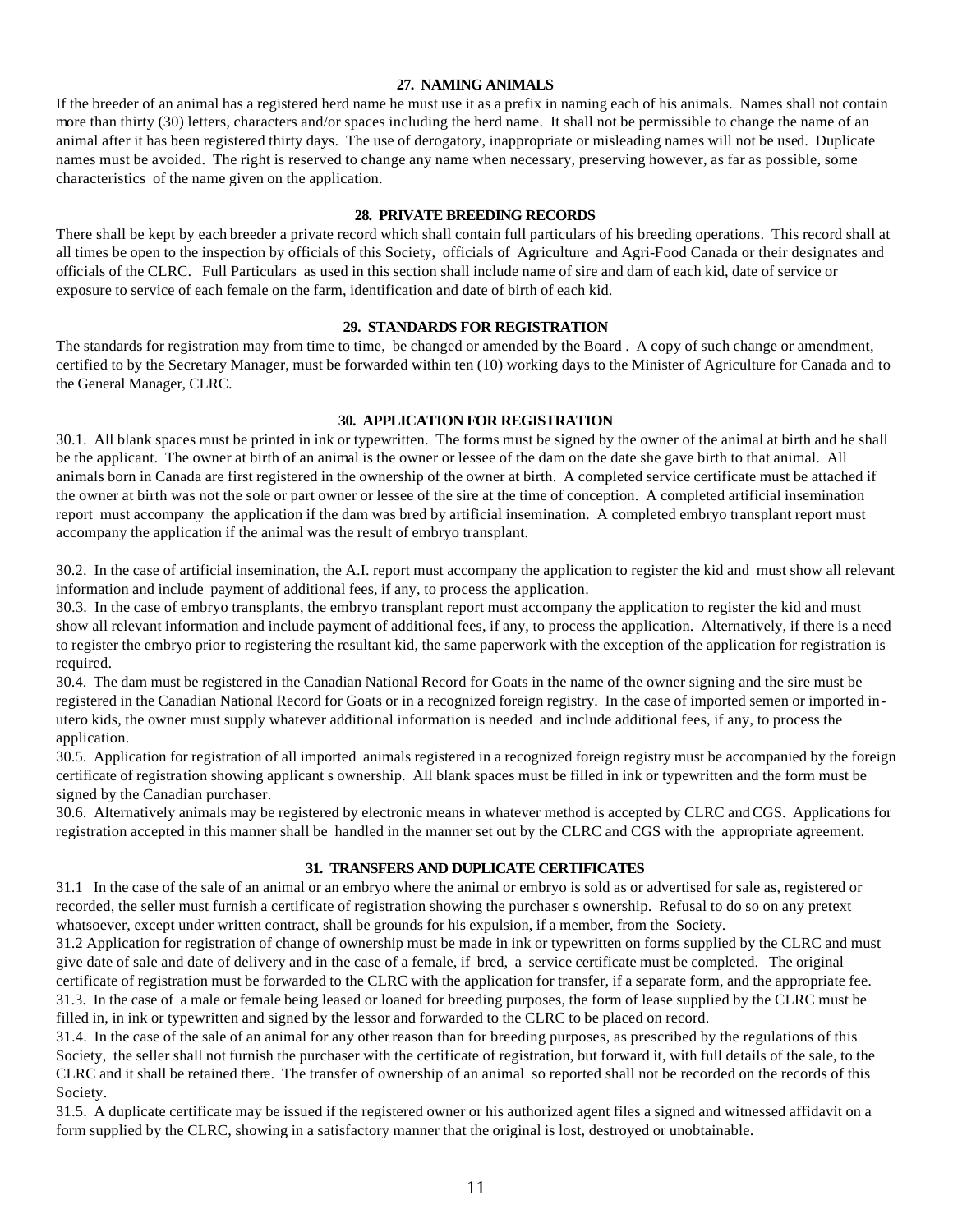## 27. NAMING ANIMALS

If the breeder of an animal has a registered herd name he must use it as a prefix in naming each of his animals. Names shall not contain more than thirty (30) letters, characters and/or spaces including the herd name. It shall not be permissible to change the name of an animal after it has been registered thirty days. The use of derogatory, inappropriate or misleading names will not be used. Duplicate names must be avoided. The right is reserved to change any name when necessary, preserving however, as far as possible, some characteristics of the name given on the application.

## 28. PRIVATE BREEDING RECORDS

There shall be kept by each breeder a private record which shall contain full particulars of his breeding operations. This record shall at all times be open to the inspection by officials of this Society, officials of Agriculture and Agri-Food Canada or their designates and officials of the CLRC. Full Particulars as used in this section shall include name of sire and dam of each kid, date of service or exposure to service of each female on the farm, identification and date of birth of each kid.

## 29. STANDARDS FOR REGISTRATION

The standards for registration may from time to time, be changed or amended by the Board . A copy of such change or amendment, certified to by the Secretary Manager, must be forwarded within ten (10) working days to the Minister of Agriculture for Canada and to the General Manager, CLRC.

## 30. APPLICATION FOR REGISTRATION

30.1. All blank spaces must be printed in ink or typewritten. The forms must be signed by the owner of the animal at birth and he shall be the applicant. The owner at birth of an animal is the owner or lessee of the dam on the date she gave birth to that animal. All animals born in Canada are first registered in the ownership of the owner at birth. A completed service certificate must be attached if the owner at birth was not the sole or part owner or lessee of the sire at the time of conception. A completed artificial insemination report must accompany the application if the dam was bred by artificial insemination. A completed embryo transplant report must accompany the application if the animal was the result of embryo transplant.

30.2. In the case of artificial insemination, the A.I. report must accompany the application to register the kid and must show all relevant information and include payment of additional fees, if any, to process the application.

30.3. In the case of embryo transplants, the embryo transplant report must accompany the application to register the kid and must show all relevant information and include payment of additional fees, if any, to process the application. Alternatively, if there is a need to register the embryo prior to registering the resultant kid, the same paperwork with the exception of the application for registration is required.

30.4. The dam must be registered in the Canadian National Record for Goats in the name of the owner signing and the sire must be registered in the Canadian National Record for Goats or in a recognized foreign registry. In the case of imported semen or imported in-utero kids, the owner must supply whatever additional information is needed and include additional fees, if any, to process the application.

30.5. Application for registration of all imported animals registered in a recognized foreign registry must be accompanied by the foreign certificate of registration showing applicant s ownership. All blank spaces must be filled in ink or typewritten and the form must be signed by the Canadian purchaser.

30.6. Alternatively animals may be registered by electronic means in whatever method is accepted by CLRC and CGS. Applications for registration accepted in this manner shall be handled in the manner set out by the CLRC and CGS with the appropriate agreement.

## 31. TRANSFERS AND DUPLICATE CERTIFICATES

31.1 In the case of the sale of an animal or an embryo where the animal or embryo is sold as or advertised for sale as, registered or recorded, the seller must furnish a certificate of registration showing the purchaser s ownership. Refusal to do so on any pretext whatsoever, except under written contract, shall be grounds for his expulsion, if a member, from the Society.

31.2 Application for registration of change of ownership must be made in ink or typewritten on forms supplied by the CLRC and must give date of sale and date of delivery and in the case of a female, if bred, a service certificate must be completed. The original certificate of registration must be forwarded to the CLRC with the application for transfer, if a separate form, and the appropriate fee.

31.3. In the case of a male or female being leased or loaned for breeding purposes, the form of lease supplied by the CLRC must be filled in, in ink or typewritten and signed by the lessor and forwarded to the CLRC to be placed on record.

31.4. In the case of the sale of an animal for any other reason than for breeding purposes, as prescribed by the regulations of this Society, the seller shall not furnish the purchaser with the certificate of registration, but forward it, with full details of the sale, to the CLRC and it shall be retained there. The transfer of ownership of an animal so reported shall not be recorded on the records of this Society.

31.5. A duplicate certificate may be issued if the registered owner or his authorized agent files a signed and witnessed affidavit on a form supplied by the CLRC, showing in a satisfactory manner that the original is lost, destroyed or unobtainable.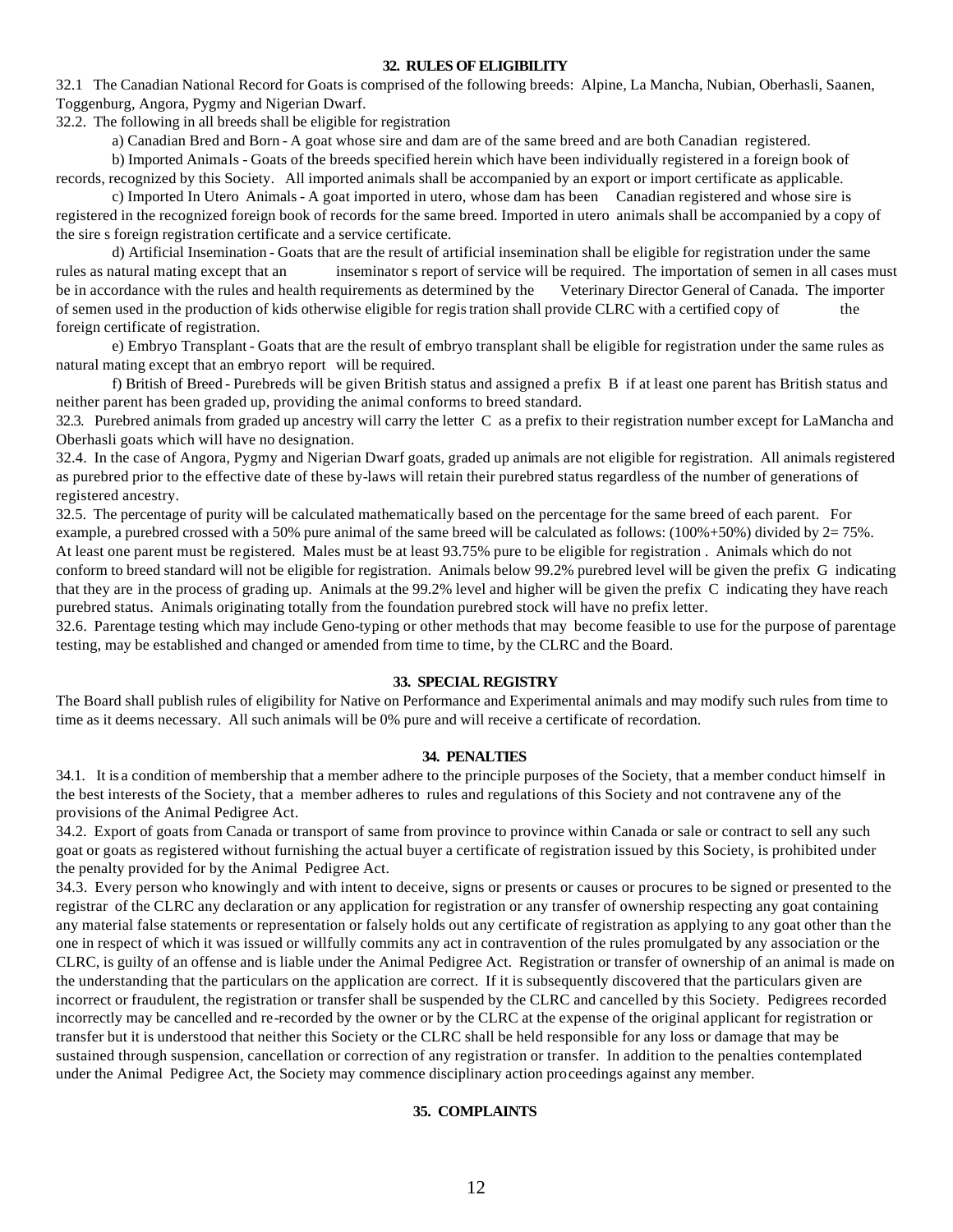## 32. RULES OF ELIGIBILITY

32.1 The Canadian National Record for Goats is comprised of the following breeds: Alpine, La Mancha, Nubian, Oberhasli, Saanen, Toggenburg, Angora, Pygmy and Nigerian Dwarf.

32.2. The following in all breeds shall be eligible for registration

a) Canadian Bred and Born - A goat whose sire and dam are of the same breed and are both Canadian registered.

b) Imported Animals - Goats of the breeds specified herein which have been individually registered in a foreign book of records, recognized by this Society. All imported animals shall be accompanied by an export or import certificate as applicable.

c) Imported In Utero Animals - A goat imported in utero, whose dam has been Canadian registered and whose sire is registered in the recognized foreign book of records for the same breed. Imported in utero animals shall be accompanied by a copy of the sire s foreign registration certificate and a service certificate.

d) Artificial Insemination - Goats that are the result of artificial insemination shall be eligible for registration under the same rules as natural mating except that an inseminator s report of service will be required. The importation of semen in all cases must be in accordance with the rules and health requirements as determined by the Veterinary Director General of Canada. The importer of semen used in the production of kids otherwise eligible for registration shall provide CLRC with a certified copy of the foreign certificate of registration.

e) Embryo Transplant - Goats that are the result of embryo transplant shall be eligible for registration under the same rules as natural mating except that an embryo report will be required.

f) British of Breed - Purebreds will be given British status and assigned a prefix B if at least one parent has British status and neither parent has been graded up, providing the animal conforms to breed standard.

32.3. Purebred animals from graded up ancestry will carry the letter C as a prefix to their registration number except for LaMancha and Oberhasli goats which will have no designation.

32.4. In the case of Angora, Pygmy and Nigerian Dwarf goats, graded up animals are not eligible for registration. All animals registered as purebred prior to the effective date of these by-laws will retain their purebred status regardless of the number of generations of registered ancestry.

32.5. The percentage of purity will be calculated mathematically based on the percentage for the same breed of each parent. For example, a purebred crossed with a 50% pure animal of the same breed will be calculated as follows: (100%+50%) divided by 2= 75%. At least one parent must be registered. Males must be at least 93.75% pure to be eligible for registration . Animals which do not conform to breed standard will not be eligible for registration. Animals below 99.2% purebred level will be given the prefix G indicating that they are in the process of grading up. Animals at the 99.2% level and higher will be given the prefix C indicating they have reach purebred status. Animals originating totally from the foundation purebred stock will have no prefix letter.

32.6. Parentage testing which may include Geno-typing or other methods that may become feasible to use for the purpose of parentage testing, may be established and changed or amended from time to time, by the CLRC and the Board.

## 33. SPECIAL REGISTRY

The Board shall publish rules of eligibility for Native on Performance and Experimental animals and may modify such rules from time to time as it deems necessary. All such animals will be 0% pure and will receive a certificate of recordation.

## 34. PENALTIES

34.1. It is a condition of membership that a member adhere to the principle purposes of the Society, that a member conduct himself in the best interests of the Society, that a member adheres to rules and regulations of this Society and not contravene any of the provisions of the Animal Pedigree Act.

34.2. Export of goats from Canada or transport of same from province to province within Canada or sale or contract to sell any such goat or goats as registered without furnishing the actual buyer a certificate of registration issued by this Society, is prohibited under the penalty provided for by the Animal Pedigree Act.

34.3. Every person who knowingly and with intent to deceive, signs or presents or causes or procures to be signed or presented to the registrar of the CLRC any declaration or any application for registration or any transfer of ownership respecting any goat containing any material false statements or representation or falsely holds out any certificate of registration as applying to any goat other than the one in respect of which it was issued or willfully commits any act in contravention of the rules promulgated by any association or the CLRC, is guilty of an offense and is liable under the Animal Pedigree Act. Registration or transfer of ownership of an animal is made on the understanding that the particulars on the application are correct. If it is subsequently discovered that the particulars given are incorrect or fraudulent, the registration or transfer shall be suspended by the CLRC and cancelled by this Society. Pedigrees recorded incorrectly may be cancelled and re-recorded by the owner or by the CLRC at the expense of the original applicant for registration or transfer but it is understood that neither this Society or the CLRC shall be held responsible for any loss or damage that may be sustained through suspension, cancellation or correction of any registration or transfer. In addition to the penalties contemplated under the Animal Pedigree Act, the Society may commence disciplinary action proceedings against any member.

## 35. COMPLAINTS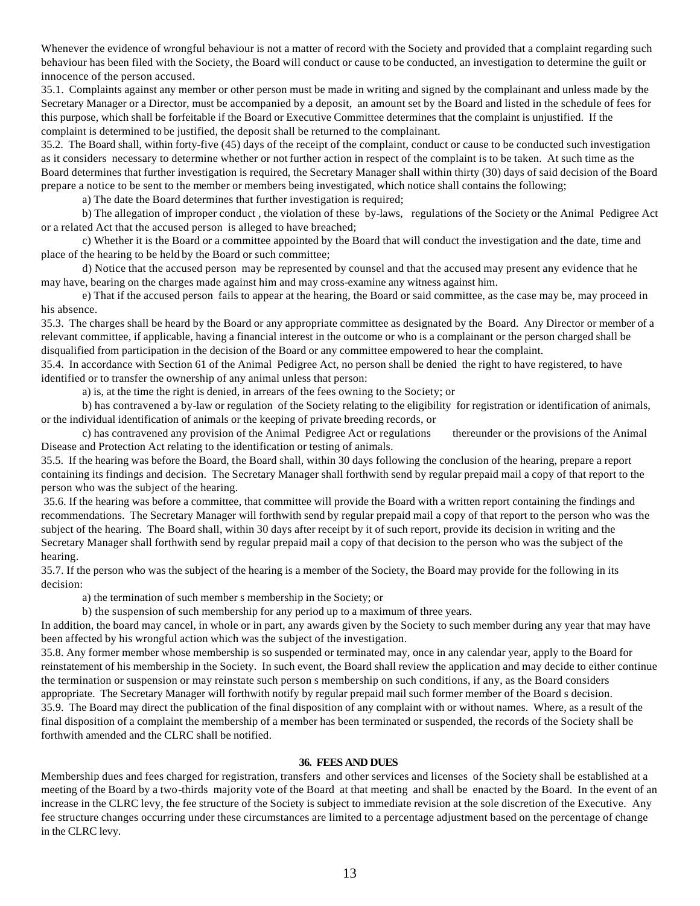Whenever the evidence of wrongful behaviour is not a matter of record with the Society and provided that a complaint regarding such behaviour has been filed with the Society, the Board will conduct or cause to be conducted, an investigation to determine the guilt or innocence of the person accused.

35.1. Complaints against any member or other person must be made in writing and signed by the complainant and unless made by the Secretary Manager or a Director, must be accompanied by a deposit, an amount set by the Board and listed in the schedule of fees for this purpose, which shall be forfeitable if the Board or Executive Committee determines that the complaint is unjustified. If the complaint is determined to be justified, the deposit shall be returned to the complainant.

35.2. The Board shall, within forty-five (45) days of the receipt of the complaint, conduct or cause to be conducted such investigation as it considers necessary to determine whether or not further action in respect of the complaint is to be taken. At such time as the Board determines that further investigation is required, the Secretary Manager shall within thirty (30) days of said decision of the Board prepare a notice to be sent to the member or members being investigated, which notice shall contains the following;

a) The date the Board determines that further investigation is required;

b) The allegation of improper conduct , the violation of these by-laws, regulations of the Society or the Animal Pedigree Act or a related Act that the accused person is alleged to have breached;

c) Whether it is the Board or a committee appointed by the Board that will conduct the investigation and the date, time and place of the hearing to be held by the Board or such committee;

d) Notice that the accused person may be represented by counsel and that the accused may present any evidence that he may have, bearing on the charges made against him and may cross-examine any witness against him.

e) That if the accused person fails to appear at the hearing, the Board or said committee, as the case may be, may proceed in his absence.

35.3. The charges shall be heard by the Board or any appropriate committee as designated by the Board. Any Director or member of a relevant committee, if applicable, having a financial interest in the outcome or who is a complainant or the person charged shall be disqualified from participation in the decision of the Board or any committee empowered to hear the complaint.

35.4. In accordance with Section 61 of the Animal Pedigree Act, no person shall be denied the right to have registered, to have identified or to transfer the ownership of any animal unless that person:

a) is, at the time the right is denied, in arrears of the fees owning to the Society; or

b) has contravened a by-law or regulation of the Society relating to the eligibility for registration or identification of animals, or the individual identification of animals or the keeping of private breeding records, or

c) has contravened any provision of the Animal Pedigree Act or regulations thereunder or the provisions of the Animal Disease and Protection Act relating to the identification or testing of animals.

35.5. If the hearing was before the Board, the Board shall, within 30 days following the conclusion of the hearing, prepare a report containing its findings and decision. The Secretary Manager shall forthwith send by regular prepaid mail a copy of that report to the person who was the subject of the hearing.

35.6. If the hearing was before a committee, that committee will provide the Board with a written report containing the findings and recommendations. The Secretary Manager will forthwith send by regular prepaid mail a copy of that report to the person who was the subject of the hearing. The Board shall, within 30 days after receipt by it of such report, provide its decision in writing and the Secretary Manager shall forthwith send by regular prepaid mail a copy of that decision to the person who was the subject of the hearing.

35.7. If the person who was the subject of the hearing is a member of the Society, the Board may provide for the following in its decision:

a) the termination of such member s membership in the Society; or

b) the suspension of such membership for any period up to a maximum of three years.

In addition, the board may cancel, in whole or in part, any awards given by the Society to such member during any year that may have been affected by his wrongful action which was the subject of the investigation.

35.8. Any former member whose membership is so suspended or terminated may, once in any calendar year, apply to the Board for reinstatement of his membership in the Society. In such event, the Board shall review the application and may decide to either continue the termination or suspension or may reinstate such person s membership on such conditions, if any, as the Board considers appropriate. The Secretary Manager will forthwith notify by regular prepaid mail such former member of the Board s decision.

35.9. The Board may direct the publication of the final disposition of any complaint with or without names. Where, as a result of the final disposition of a complaint the membership of a member has been terminated or suspended, the records of the Society shall be forthwith amended and the CLRC shall be notified.

### 36. FEES AND DUES

Membership dues and fees charged for registration, transfers and other services and licenses of the Society shall be established at a meeting of the Board by a two-thirds majority vote of the Board at that meeting and shall be enacted by the Board. In the event of an increase in the CLRC levy, the fee structure of the Society is subject to immediate revision at the sole discretion of the Executive. Any fee structure changes occurring under these circumstances are limited to a percentage adjustment based on the percentage of change in the CLRC levy.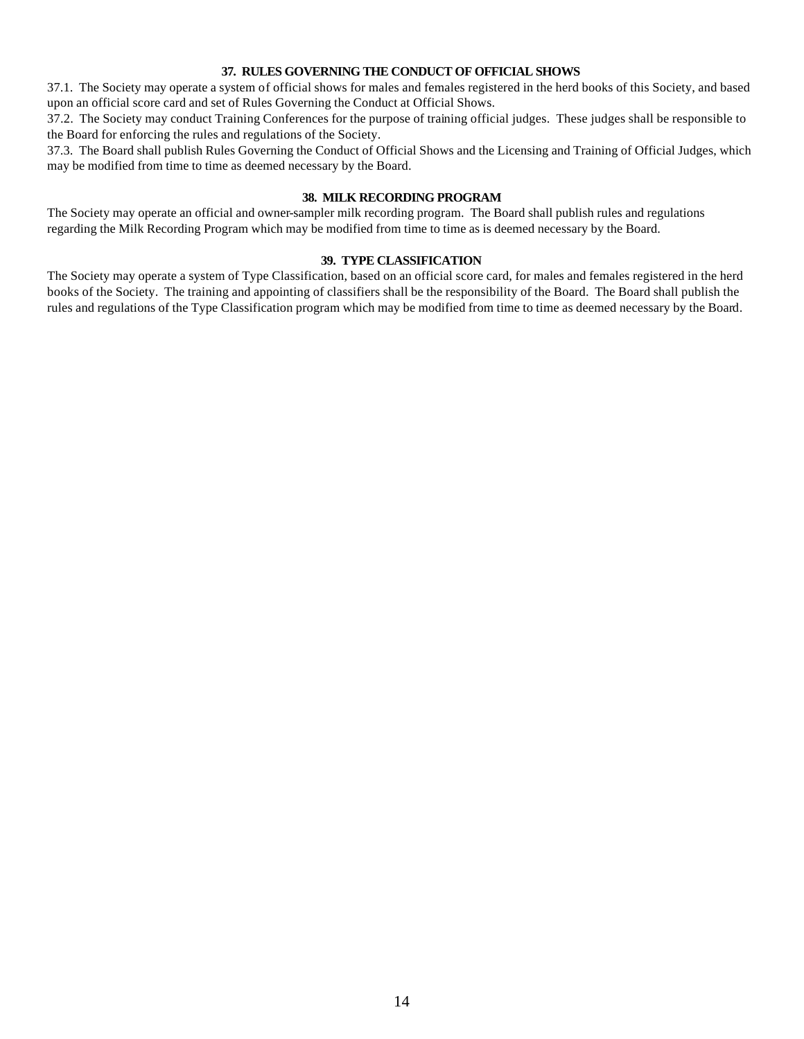### 37. RULES GOVERNING THE CONDUCT OF OFFICIAL SHOWS

37.1. The Society may operate a system of official shows for males and females registered in the herd books of this Society, and based upon an official score card and set of Rules Governing the Conduct at Official Shows.

37.2. The Society may conduct Training Conferences for the purpose of training official judges. These judges shall be responsible to the Board for enforcing the rules and regulations of the Society.

37.3. The Board shall publish Rules Governing the Conduct of Official Shows and the Licensing and Training of Official Judges, which may be modified from time to time as deemed necessary by the Board.

### 38. MILK RECORDING PROGRAM

The Society may operate an official and owner-sampler milk recording program. The Board shall publish rules and regulations regarding the Milk Recording Program which may be modified from time to time as is deemed necessary by the Board.

### 39. TYPE CLASSIFICATION

The Society may operate a system of Type Classification, based on an official score card, for males and females registered in the herd books of the Society. The training and appointing of classifiers shall be the responsibility of the Board. The Board shall publish the rules and regulations of the Type Classification program which may be modified from time to time as deemed necessary by the Board.